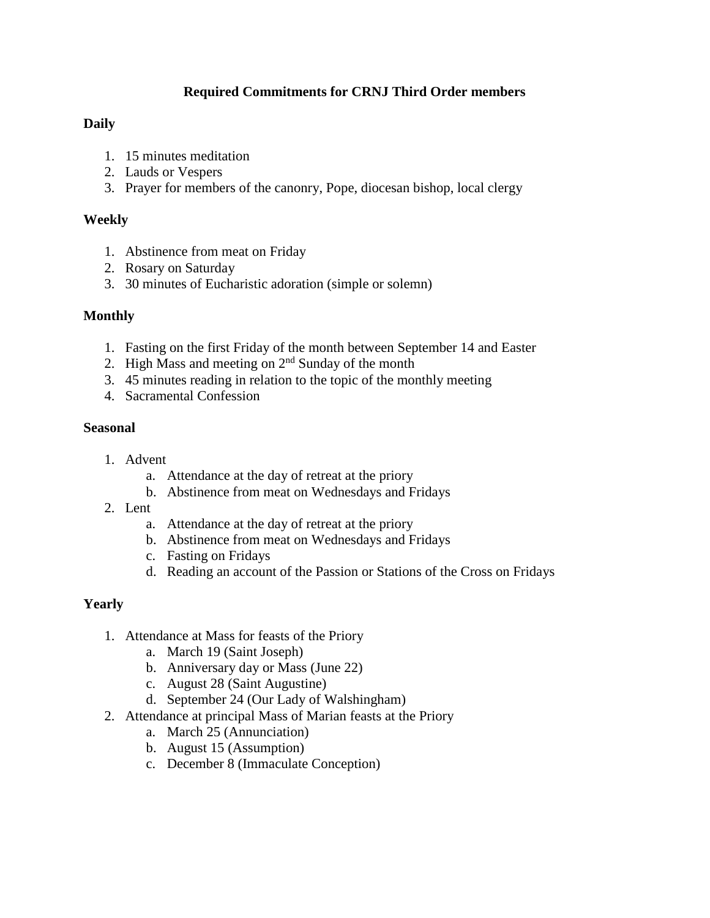# Required Commitments for CRNJ Third Order members

**Daily**

1. 15 minutes meditation
2. Lauds or Vespers
3. Prayer for members of the canonry, Pope, diocesan bishop, local clergy

**Weekly**

1. Abstinence from meat on Friday
2. Rosary on Saturday
3. 30 minutes of Eucharistic adoration (simple or solemn)

**Monthly**

1. Fasting on the first Friday of the month between September 14 and Easter
2. High Mass and meeting on 2nd Sunday of the month
3. 45 minutes reading in relation to the topic of the monthly meeting
4. Sacramental Confession

**Seasonal**

1. Advent
   a. Attendance at the day of retreat at the priory
   b. Abstinence from meat on Wednesdays and Fridays
2. Lent
   a. Attendance at the day of retreat at the priory
   b. Abstinence from meat on Wednesdays and Fridays
   c. Fasting on Fridays
   d. Reading an account of the Passion or Stations of the Cross on Fridays

**Yearly**

1. Attendance at Mass for feasts of the Priory
   a. March 19 (Saint Joseph)
   b. Anniversary day or Mass (June 22)
   c. August 28 (Saint Augustine)
   d. September 24 (Our Lady of Walshingham)
2. Attendance at principal Mass of Marian feasts at the Priory
   a. March 25 (Annunciation)
   b. August 15 (Assumption)
   c. December 8 (Immaculate Conception)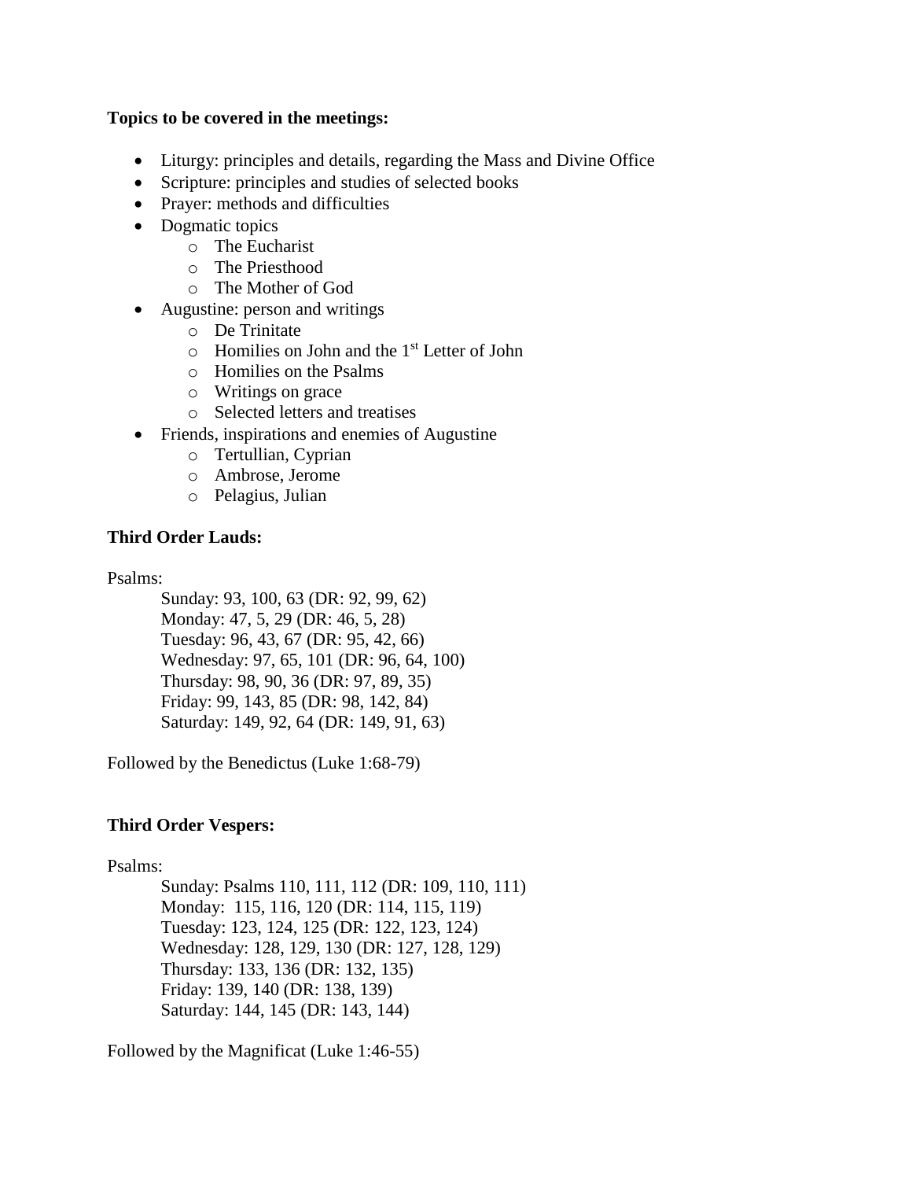**Topics to be covered in the meetings:**

- Liturgy: principles and details, regarding the Mass and Divine Office
- Scripture: principles and studies of selected books
- Prayer: methods and difficulties
- Dogmatic topics
  - The Eucharist
  - The Priesthood
  - The Mother of God
- Augustine: person and writings
  - De Trinitate
  - Homilies on John and the 1st Letter of John
  - Homilies on the Psalms
  - Writings on grace
  - Selected letters and treatises
- Friends, inspirations and enemies of Augustine
  - Tertullian, Cyprian
  - Ambrose, Jerome
  - Pelagius, Julian

**Third Order Lauds:**

Psalms:

Sunday: 93, 100, 63 (DR: 92, 99, 62)
Monday: 47, 5, 29 (DR: 46, 5, 28)
Tuesday: 96, 43, 67 (DR: 95, 42, 66)
Wednesday: 97, 65, 101 (DR: 96, 64, 100)
Thursday: 98, 90, 36 (DR: 97, 89, 35)
Friday: 99, 143, 85 (DR: 98, 142, 84)
Saturday: 149, 92, 64 (DR: 149, 91, 63)

Followed by the Benedictus (Luke 1:68-79)

**Third Order Vespers:**

Psalms:

Sunday: Psalms 110, 111, 112 (DR: 109, 110, 111)
Monday: 115, 116, 120 (DR: 114, 115, 119)
Tuesday: 123, 124, 125 (DR: 122, 123, 124)
Wednesday: 128, 129, 130 (DR: 127, 128, 129)
Thursday: 133, 136 (DR: 132, 135)
Friday: 139, 140 (DR: 138, 139)
Saturday: 144, 145 (DR: 143, 144)

Followed by the Magnificat (Luke 1:46-55)